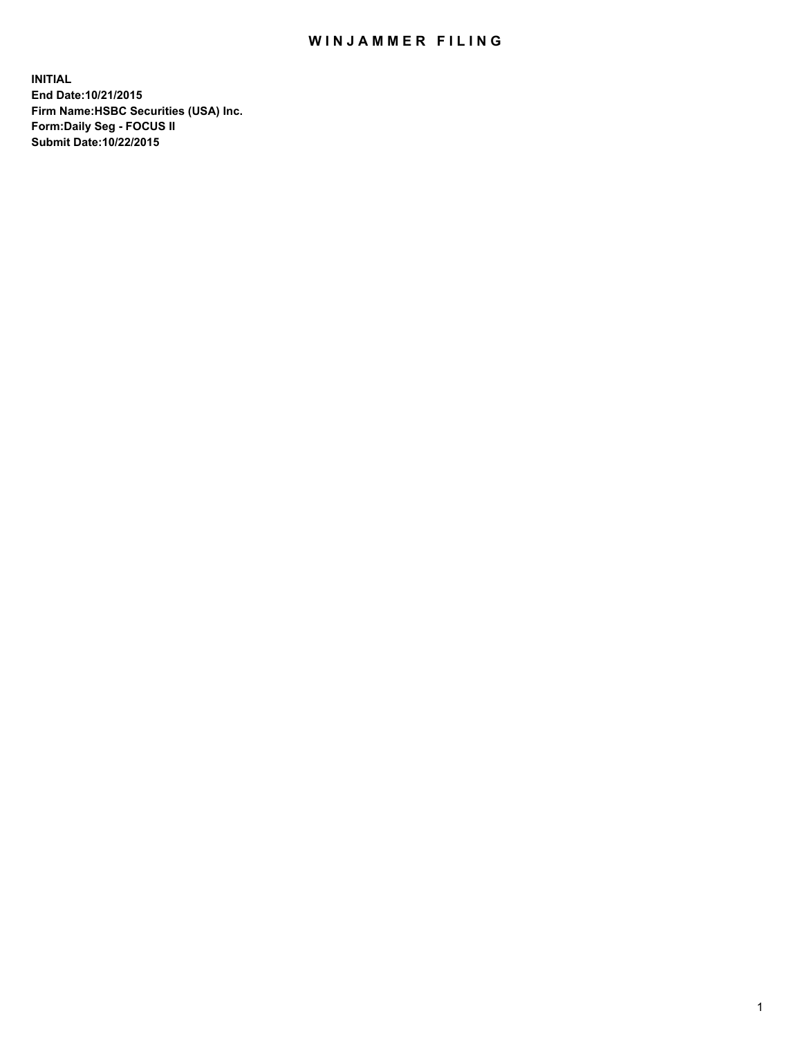# WINJAMMER FILING

**INITIAL**
**End Date:10/21/2015**
**Firm Name:HSBC Securities (USA) Inc.**
**Form:Daily Seg - FOCUS II**
**Submit Date:10/22/2015**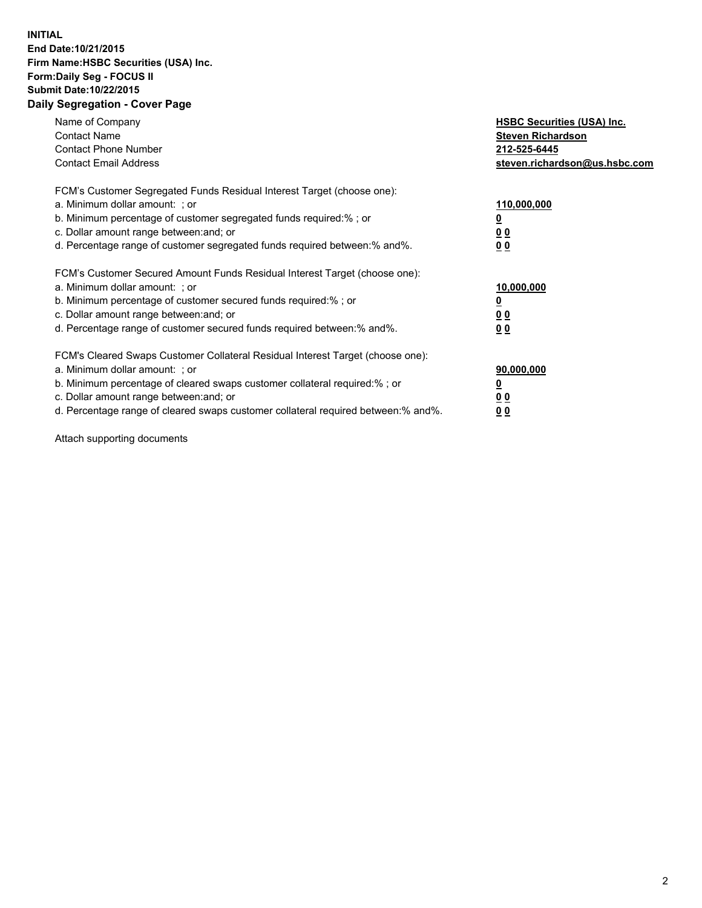**INITIAL**
**End Date:10/21/2015**
**Firm Name:HSBC Securities (USA) Inc.**
**Form:Daily Seg - FOCUS II**
**Submit Date:10/22/2015**

## Daily Segregation - Cover Page

| | |
|---|---|
| Name of Company | **HSBC Securities (USA) Inc.** |
| Contact Name | **Steven Richardson** |
| Contact Phone Number | **212-525-6445** |
| Contact Email Address | **steven.richardson@us.hsbc.com** |

FCM's Customer Segregated Funds Residual Interest Target (choose one):

| | |
|---|---|
| a. Minimum dollar amount: ; or | **110,000,000** |
| b. Minimum percentage of customer segregated funds required:% ; or | **0** |
| c. Dollar amount range between:and; or | **0 0** |
| d. Percentage range of customer segregated funds required between:% and%. | **0 0** |

FCM's Customer Secured Amount Funds Residual Interest Target (choose one):

| | |
|---|---|
| a. Minimum dollar amount: ; or | **10,000,000** |
| b. Minimum percentage of customer secured funds required:% ; or | **0** |
| c. Dollar amount range between:and; or | **0 0** |
| d. Percentage range of customer secured funds required between:% and%. | **0 0** |

FCM's Cleared Swaps Customer Collateral Residual Interest Target (choose one):

| | |
|---|---|
| a. Minimum dollar amount: ; or | **90,000,000** |
| b. Minimum percentage of cleared swaps customer collateral required:% ; or | **0** |
| c. Dollar amount range between:and; or | **0 0** |
| d. Percentage range of cleared swaps customer collateral required between:% and%. | **0 0** |

Attach supporting documents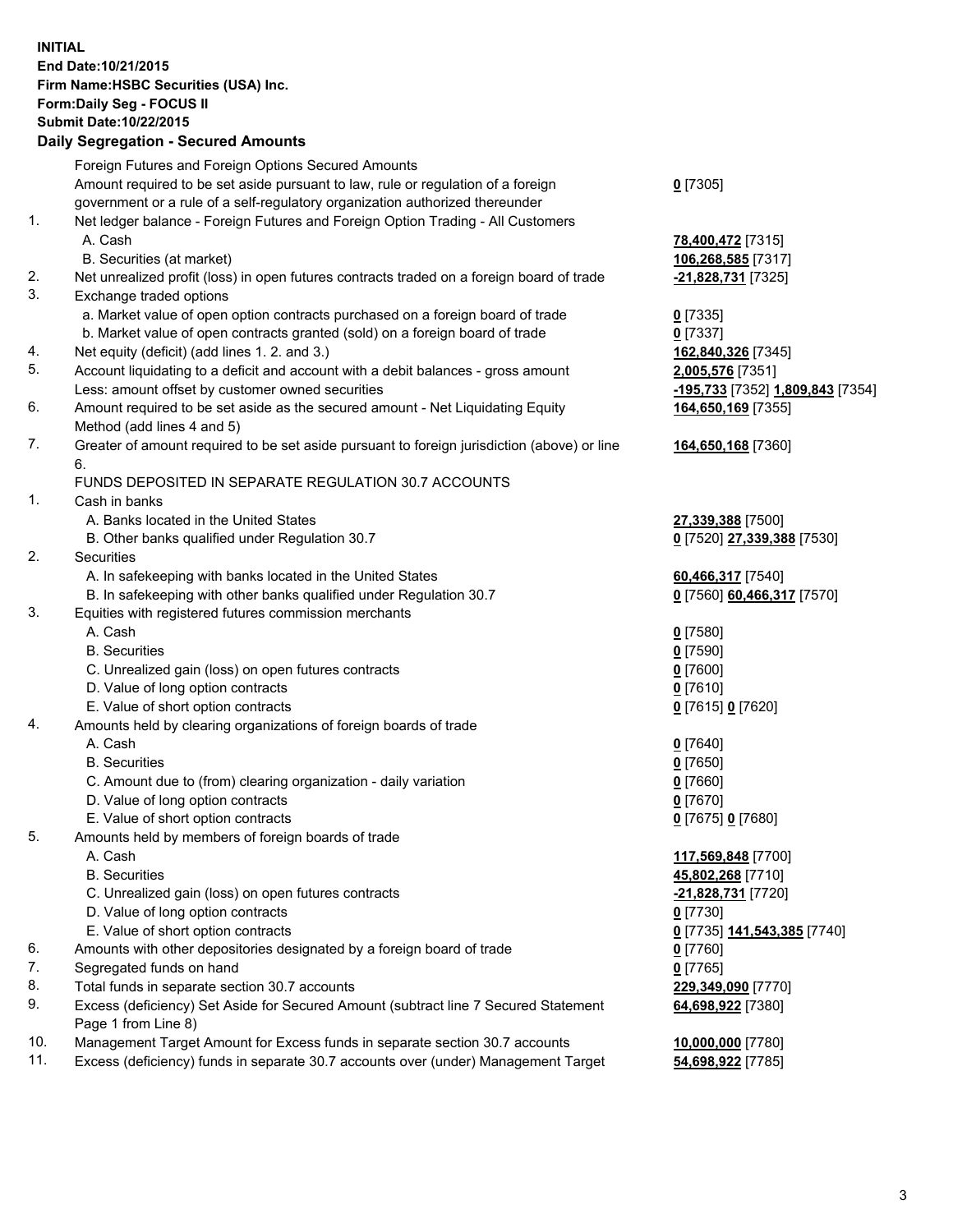**INITIAL**
**End Date:10/21/2015**
**Firm Name:HSBC Securities (USA) Inc.**
**Form:Daily Seg - FOCUS II**
**Submit Date:10/22/2015**

**Daily Segregation - Secured Amounts**

| | | |
|---|---|---|
| | Foreign Futures and Foreign Options Secured Amounts | |
| | Amount required to be set aside pursuant to law, rule or regulation of a foreign government or a rule of a self-regulatory organization authorized thereunder | **0** [7305] |
| 1. | Net ledger balance - Foreign Futures and Foreign Option Trading - All Customers | |
| | A. Cash | **78,400,472** [7315] |
| | B. Securities (at market) | **106,268,585** [7317] |
| 2. | Net unrealized profit (loss) in open futures contracts traded on a foreign board of trade | **-21,828,731** [7325] |
| 3. | Exchange traded options | |
| | a. Market value of open option contracts purchased on a foreign board of trade | **0** [7335] |
| | b. Market value of open contracts granted (sold) on a foreign board of trade | **0** [7337] |
| 4. | Net equity (deficit) (add lines 1. 2. and 3.) | **162,840,326** [7345] |
| 5. | Account liquidating to a deficit and account with a debit balances - gross amount | **2,005,576** [7351] |
| | Less: amount offset by customer owned securities | **-195,733** [7352] **1,809,843** [7354] |
| 6. | Amount required to be set aside as the secured amount - Net Liquidating Equity Method (add lines 4 and 5) | **164,650,169** [7355] |
| 7. | Greater of amount required to be set aside pursuant to foreign jurisdiction (above) or line 6. | **164,650,168** [7360] |
| | FUNDS DEPOSITED IN SEPARATE REGULATION 30.7 ACCOUNTS | |
| 1. | Cash in banks | |
| | A. Banks located in the United States | **27,339,388** [7500] |
| | B. Other banks qualified under Regulation 30.7 | **0** [7520] **27,339,388** [7530] |
| 2. | Securities | |
| | A. In safekeeping with banks located in the United States | **60,466,317** [7540] |
| | B. In safekeeping with other banks qualified under Regulation 30.7 | **0** [7560] **60,466,317** [7570] |
| 3. | Equities with registered futures commission merchants | |
| | A. Cash | **0** [7580] |
| | B. Securities | **0** [7590] |
| | C. Unrealized gain (loss) on open futures contracts | **0** [7600] |
| | D. Value of long option contracts | **0** [7610] |
| | E. Value of short option contracts | **0** [7615] **0** [7620] |
| 4. | Amounts held by clearing organizations of foreign boards of trade | |
| | A. Cash | **0** [7640] |
| | B. Securities | **0** [7650] |
| | C. Amount due to (from) clearing organization - daily variation | **0** [7660] |
| | D. Value of long option contracts | **0** [7670] |
| | E. Value of short option contracts | **0** [7675] **0** [7680] |
| 5. | Amounts held by members of foreign boards of trade | |
| | A. Cash | **117,569,848** [7700] |
| | B. Securities | **45,802,268** [7710] |
| | C. Unrealized gain (loss) on open futures contracts | **-21,828,731** [7720] |
| | D. Value of long option contracts | **0** [7730] |
| | E. Value of short option contracts | **0** [7735] **141,543,385** [7740] |
| 6. | Amounts with other depositories designated by a foreign board of trade | **0** [7760] |
| 7. | Segregated funds on hand | **0** [7765] |
| 8. | Total funds in separate section 30.7 accounts | **229,349,090** [7770] |
| 9. | Excess (deficiency) Set Aside for Secured Amount (subtract line 7 Secured Statement Page 1 from Line 8) | **64,698,922** [7380] |
| 10. | Management Target Amount for Excess funds in separate section 30.7 accounts | **10,000,000** [7780] |
| 11. | Excess (deficiency) funds in separate 30.7 accounts over (under) Management Target | **54,698,922** [7785] |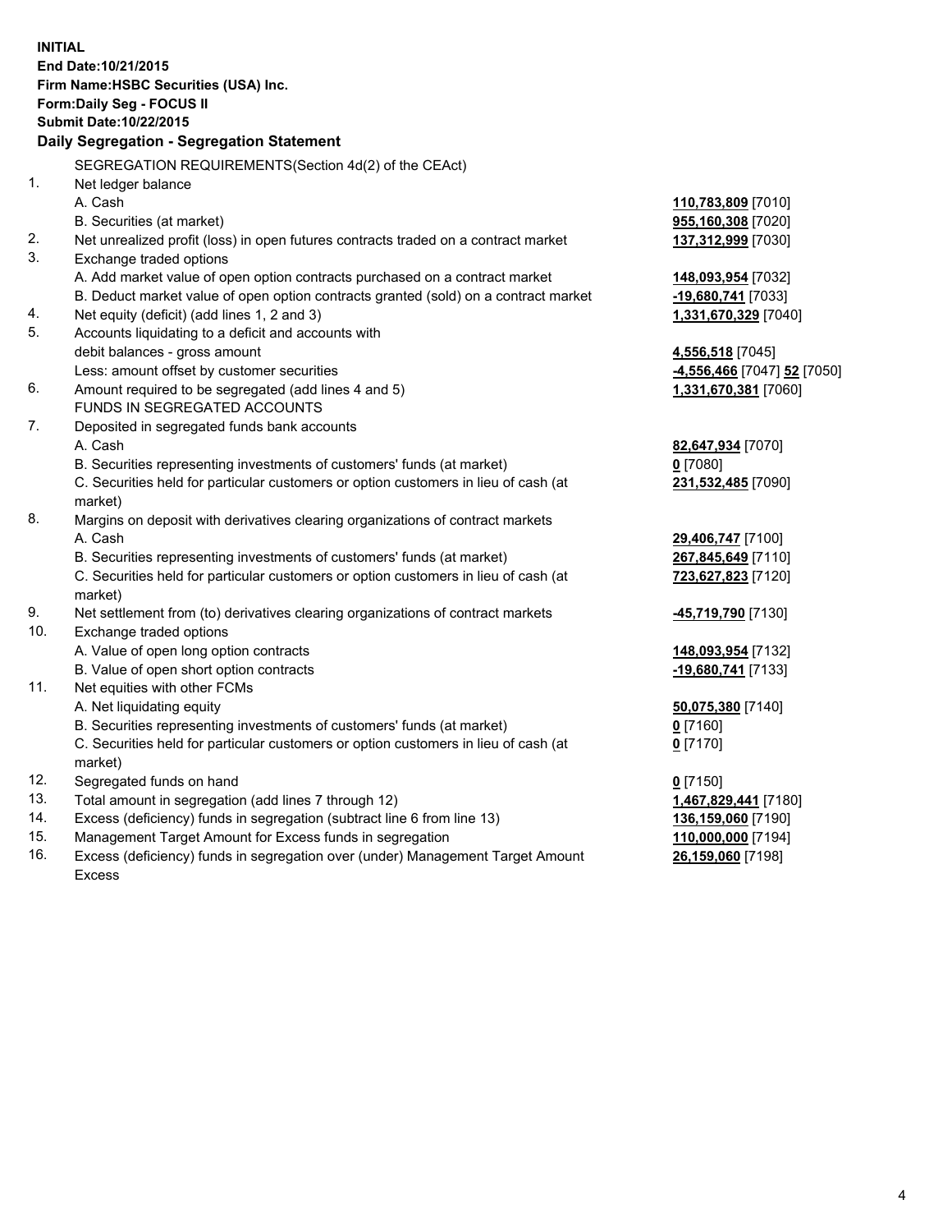**INITIAL**
**End Date:10/21/2015**
**Firm Name:HSBC Securities (USA) Inc.**
**Form:Daily Seg - FOCUS II**
**Submit Date:10/22/2015**

## Daily Segregation - Segregation Statement

SEGREGATION REQUIREMENTS(Section 4d(2) of the CEAct)

| | | |
|---|---|---|
| 1. | Net ledger balance | |
| | A. Cash | **110,783,809** [7010] |
| | B. Securities (at market) | **955,160,308** [7020] |
| 2. | Net unrealized profit (loss) in open futures contracts traded on a contract market | **137,312,999** [7030] |
| 3. | Exchange traded options | |
| | A. Add market value of open option contracts purchased on a contract market | **148,093,954** [7032] |
| | B. Deduct market value of open option contracts granted (sold) on a contract market | **-19,680,741** [7033] |
| 4. | Net equity (deficit) (add lines 1, 2 and 3) | **1,331,670,329** [7040] |
| 5. | Accounts liquidating to a deficit and accounts with | |
| | debit balances - gross amount | **4,556,518** [7045] |
| | Less: amount offset by customer securities | **-4,556,466** [7047] **52** [7050] |
| 6. | Amount required to be segregated (add lines 4 and 5) | **1,331,670,381** [7060] |
| | FUNDS IN SEGREGATED ACCOUNTS | |
| 7. | Deposited in segregated funds bank accounts | |
| | A. Cash | **82,647,934** [7070] |
| | B. Securities representing investments of customers' funds (at market) | **0** [7080] |
| | C. Securities held for particular customers or option customers in lieu of cash (at market) | **231,532,485** [7090] |
| 8. | Margins on deposit with derivatives clearing organizations of contract markets | |
| | A. Cash | **29,406,747** [7100] |
| | B. Securities representing investments of customers' funds (at market) | **267,845,649** [7110] |
| | C. Securities held for particular customers or option customers in lieu of cash (at market) | **723,627,823** [7120] |
| 9. | Net settlement from (to) derivatives clearing organizations of contract markets | **-45,719,790** [7130] |
| 10. | Exchange traded options | |
| | A. Value of open long option contracts | **148,093,954** [7132] |
| | B. Value of open short option contracts | **-19,680,741** [7133] |
| 11. | Net equities with other FCMs | |
| | A. Net liquidating equity | **50,075,380** [7140] |
| | B. Securities representing investments of customers' funds (at market) | **0** [7160] |
| | C. Securities held for particular customers or option customers in lieu of cash (at market) | **0** [7170] |
| 12. | Segregated funds on hand | **0** [7150] |
| 13. | Total amount in segregation (add lines 7 through 12) | **1,467,829,441** [7180] |
| 14. | Excess (deficiency) funds in segregation (subtract line 6 from line 13) | **136,159,060** [7190] |
| 15. | Management Target Amount for Excess funds in segregation | **110,000,000** [7194] |
| 16. | Excess (deficiency) funds in segregation over (under) Management Target Amount Excess | **26,159,060** [7198] |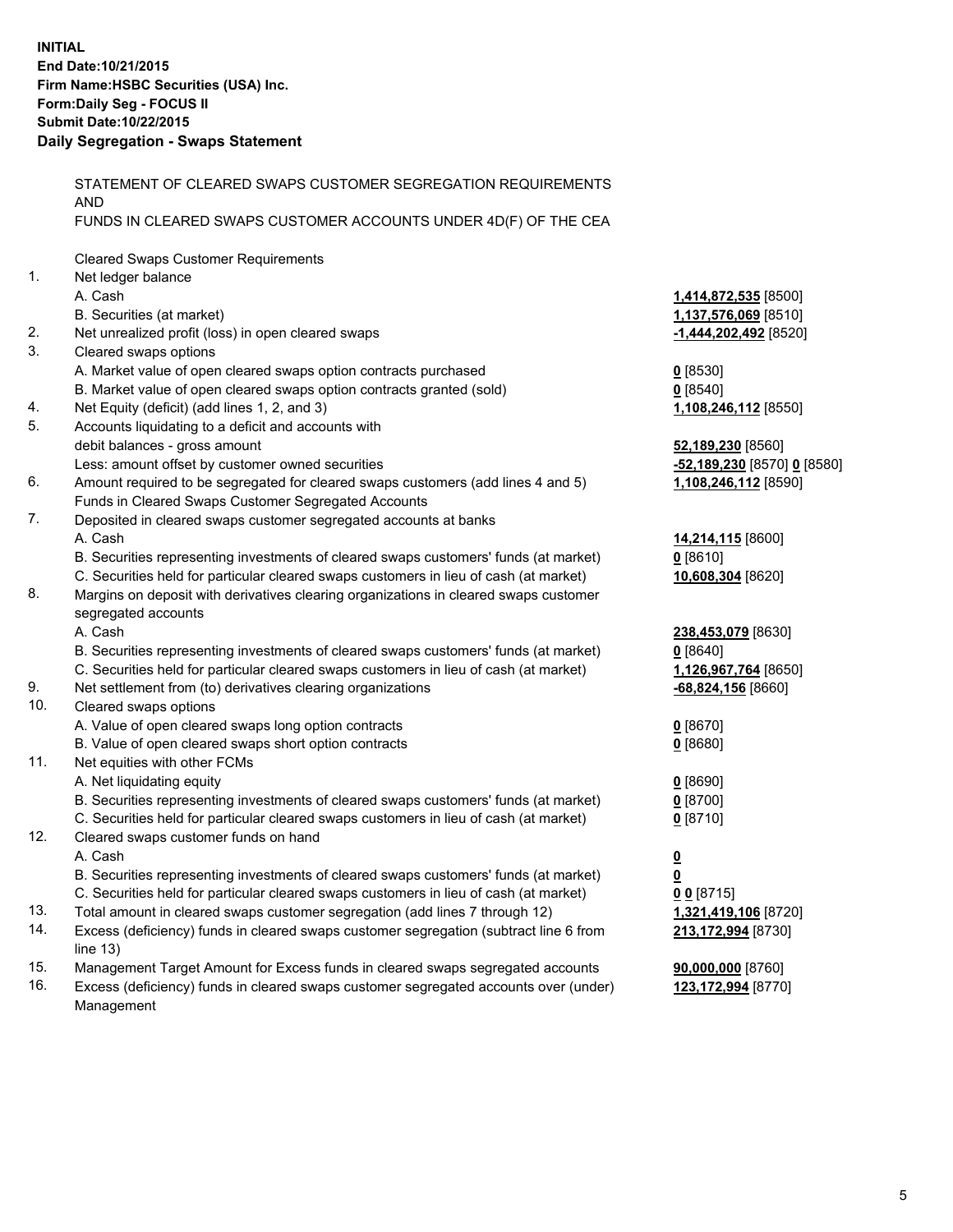**INITIAL**
**End Date:10/21/2015**
**Firm Name:HSBC Securities (USA) Inc.**
**Form:Daily Seg - FOCUS II**
**Submit Date:10/22/2015**
**Daily Segregation - Swaps Statement**

STATEMENT OF CLEARED SWAPS CUSTOMER SEGREGATION REQUIREMENTS AND FUNDS IN CLEARED SWAPS CUSTOMER ACCOUNTS UNDER 4D(F) OF THE CEA

| | | |
|---|---|---|
| | Cleared Swaps Customer Requirements | |
| 1. | Net ledger balance | |
| | A. Cash | **1,414,872,535** [8500] |
| | B. Securities (at market) | **1,137,576,069** [8510] |
| 2. | Net unrealized profit (loss) in open cleared swaps | **-1,444,202,492** [8520] |
| 3. | Cleared swaps options | |
| | A. Market value of open cleared swaps option contracts purchased | **0** [8530] |
| | B. Market value of open cleared swaps option contracts granted (sold) | **0** [8540] |
| 4. | Net Equity (deficit) (add lines 1, 2, and 3) | **1,108,246,112** [8550] |
| 5. | Accounts liquidating to a deficit and accounts with debit balances - gross amount | **52,189,230** [8560] |
| | Less: amount offset by customer owned securities | **-52,189,230** [8570] **0** [8580] |
| 6. | Amount required to be segregated for cleared swaps customers (add lines 4 and 5) | **1,108,246,112** [8590] |
| | Funds in Cleared Swaps Customer Segregated Accounts | |
| 7. | Deposited in cleared swaps customer segregated accounts at banks | |
| | A. Cash | **14,214,115** [8600] |
| | B. Securities representing investments of cleared swaps customers' funds (at market) | **0** [8610] |
| | C. Securities held for particular cleared swaps customers in lieu of cash (at market) | **10,608,304** [8620] |
| 8. | Margins on deposit with derivatives clearing organizations in cleared swaps customer segregated accounts | |
| | A. Cash | **238,453,079** [8630] |
| | B. Securities representing investments of cleared swaps customers' funds (at market) | **0** [8640] |
| | C. Securities held for particular cleared swaps customers in lieu of cash (at market) | **1,126,967,764** [8650] |
| 9. | Net settlement from (to) derivatives clearing organizations | **-68,824,156** [8660] |
| 10. | Cleared swaps options | |
| | A. Value of open cleared swaps long option contracts | **0** [8670] |
| | B. Value of open cleared swaps short option contracts | **0** [8680] |
| 11. | Net equities with other FCMs | |
| | A. Net liquidating equity | **0** [8690] |
| | B. Securities representing investments of cleared swaps customers' funds (at market) | **0** [8700] |
| | C. Securities held for particular cleared swaps customers in lieu of cash (at market) | **0** [8710] |
| 12. | Cleared swaps customer funds on hand | |
| | A. Cash | **0** |
| | B. Securities representing investments of cleared swaps customers' funds (at market) | **0** |
| | C. Securities held for particular cleared swaps customers in lieu of cash (at market) | **0** **0** [8715] |
| 13. | Total amount in cleared swaps customer segregation (add lines 7 through 12) | **1,321,419,106** [8720] |
| 14. | Excess (deficiency) funds in cleared swaps customer segregation (subtract line 6 from line 13) | **213,172,994** [8730] |
| 15. | Management Target Amount for Excess funds in cleared swaps segregated accounts | **90,000,000** [8760] |
| 16. | Excess (deficiency) funds in cleared swaps customer segregated accounts over (under) Management | **123,172,994** [8770] |